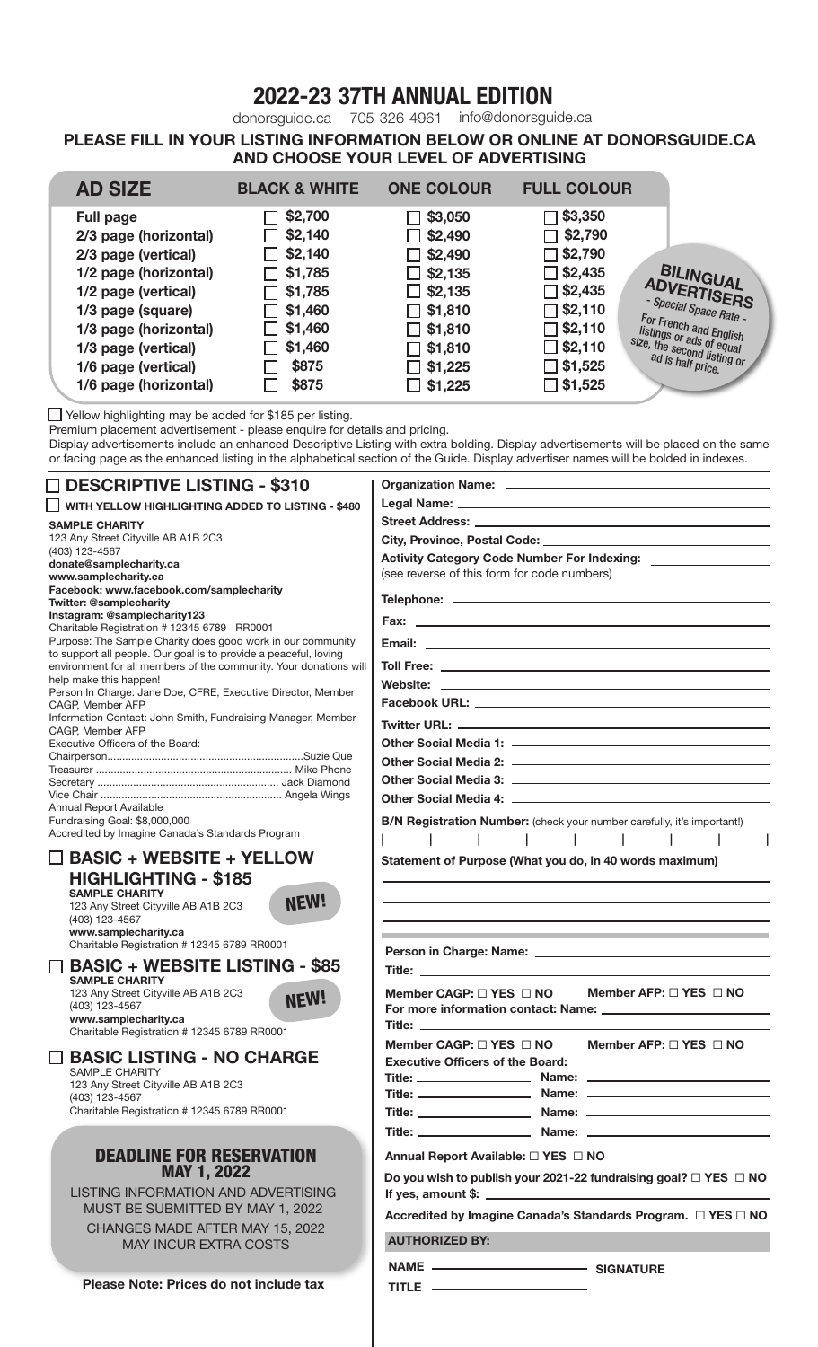# 2022-23 37TH ANNUAL EDITION

donorsguide.ca 705-326-4961 info@donorsguide.ca

**PLEASE FILL IN YOUR LISTING INFORMATION BELOW OR ONLINE AT DONORSGUIDE.CA AND CHOOSE YOUR LEVEL OF ADVERTISING**

| AD SIZE | BLACK & WHITE | ONE COLOUR | FULL COLOUR |
|---|---|---|---|
| Full page | ☐ $2,700 | ☐ $3,050 | ☐ $3,350 |
| 2/3 page (horizontal) | ☐ $2,140 | ☐ $2,490 | ☐ $2,790 |
| 2/3 page (vertical) | ☐ $2,140 | ☐ $2,490 | ☐ $2,790 |
| 1/2 page (horizontal) | ☐ $1,785 | ☐ $2,135 | ☐ $2,435 |
| 1/2 page (vertical) | ☐ $1,785 | ☐ $2,135 | ☐ $2,435 |
| 1/3 page (square) | ☐ $1,460 | ☐ $1,810 | ☐ $2,110 |
| 1/3 page (horizontal) | ☐ $1,460 | ☐ $1,810 | ☐ $2,110 |
| 1/3 page (vertical) | ☐ $1,460 | ☐ $1,810 | ☐ $2,110 |
| 1/6 page (vertical) | ☐ $875 | ☐ $1,225 | ☐ $1,525 |
| 1/6 page (horizontal) | ☐ $875 | ☐ $1,225 | ☐ $1,525 |

**BILINGUAL ADVERTISERS** - Special Space Rate - For French and English listings or ads of equal size, the second listing or ad is half price.

☐ Yellow highlighting may be added for $185 per listing.

Premium placement advertisement - please enquire for details and pricing.

Display advertisements include an enhanced Descriptive Listing with extra bolding. Display advertisements will be placed on the same or facing page as the enhanced listing in the alphabetical section of the Guide. Display advertiser names will be bolded in indexes.

## ☐ DESCRIPTIVE LISTING - $310

☐ **WITH YELLOW HIGHLIGHTING ADDED TO LISTING - $480**

**SAMPLE CHARITY**
123 Any Street Cityville AB A1B 2C3
(403) 123-4567
**donate@samplecharity.ca**
**www.samplecharity.ca**
**Facebook: www.facebook.com/samplecharity**
**Twitter: @samplecharity**
**Instagram: @samplecharity123**
Charitable Registration # 12345 6789 RR0001
Purpose: The Sample Charity does good work in our community to support all people. Our goal is to provide a peaceful, loving environment for all members of the community. Your donations will help make this happen!
Person In Charge: Jane Doe, CFRE, Executive Director, Member CAGP, Member AFP
Information Contact: John Smith, Fundraising Manager, Member CAGP, Member AFP
Executive Officers of the Board:
Chairperson.................................................Suzie Que
Treasurer ................................................. Mike Phone
Secretary ................................................ Jack Diamond
Vice Chair ............................................... Angela Wings
Annual Report Available
Fundraising Goal: $8,000,000
Accredited by Imagine Canada's Standards Program

## ☐ BASIC + WEBSITE + YELLOW HIGHLIGHTING - $185

**NEW!**

**SAMPLE CHARITY**
123 Any Street Cityville AB A1B 2C3
(403) 123-4567
**www.samplecharity.ca**
Charitable Registration # 12345 6789 RR0001

## ☐ BASIC + WEBSITE LISTING - $85

**NEW!**

**SAMPLE CHARITY**
123 Any Street Cityville AB A1B 2C3
(403) 123-4567
**www.samplecharity.ca**
Charitable Registration # 12345 6789 RR0001

## ☐ BASIC LISTING - NO CHARGE

SAMPLE CHARITY
123 Any Street Cityville AB A1B 2C3
(403) 123-4567
Charitable Registration # 12345 6789 RR0001

## DEADLINE FOR RESERVATION MAY 1, 2022

LISTING INFORMATION AND ADVERTISING MUST BE SUBMITTED BY MAY 1, 2022

CHANGES MADE AFTER MAY 15, 2022 MAY INCUR EXTRA COSTS

**Please Note: Prices do not include tax**

**Organization Name:** ____________________

**Legal Name:** ____________________

**Street Address:** ____________________

**City, Province, Postal Code:** ____________________

**Activity Category Code Number For Indexing:** ____________________
(see reverse of this form for code numbers)

**Telephone:** ____________________

**Fax:** ____________________

**Email:** ____________________

**Toll Free:** ____________________

**Website:** ____________________

**Facebook URL:** ____________________

**Twitter URL:** ____________________

**Other Social Media 1:** ____________________

**Other Social Media 2:** ____________________

**Other Social Media 3:** ____________________

**Other Social Media 4:** ____________________

**B/N Registration Number:** (check your number carefully, it's important!)

| | | | | | | | |

**Statement of Purpose (What you do, in 40 words maximum)**

____________________

____________________

____________________

**Person in Charge: Name:** ____________________

**Title:** ____________________

**Member CAGP:** ☐ **YES** ☐ **NO** **Member AFP:** ☐ **YES** ☐ **NO**

**For more information contact: Name:** ____________________

**Title:** ____________________

**Member CAGP:** ☐ **YES** ☐ **NO** **Member AFP:** ☐ **YES** ☐ **NO**

**Executive Officers of the Board:**

**Title:** __________ **Name:** __________

**Title:** __________ **Name:** __________

**Title:** __________ **Name:** __________

**Title:** __________ **Name:** __________

**Annual Report Available:** ☐ **YES** ☐ **NO**

**Do you wish to publish your 2021-22 fundraising goal?** ☐ **YES** ☐ **NO**
**If yes, amount $:** ____________________

**Accredited by Imagine Canada's Standards Program.** ☐ **YES** ☐ **NO**

**AUTHORIZED BY:**

**NAME** __________ **SIGNATURE**

**TITLE** __________ __________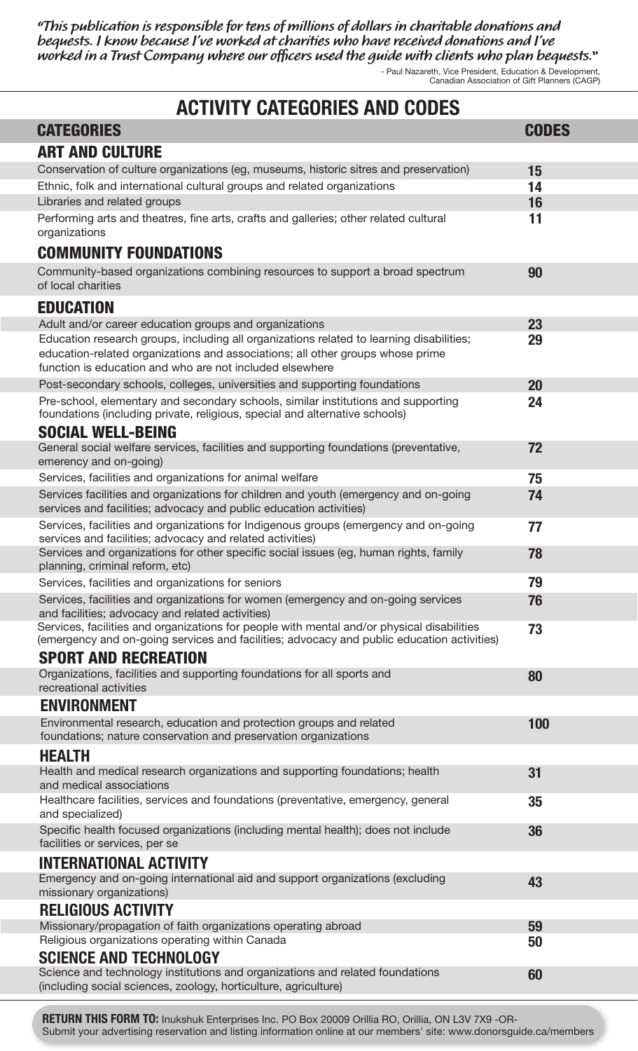*"This publication is responsible for tens of millions of dollars in charitable donations and bequests. I know because I've worked at charities who have received donations and I've worked in a Trust Company where our officers used the guide with clients who plan bequests."*

- Paul Nazareth, Vice President, Education & Development, Canadian Association of Gift Planners (CAGP)

## ACTIVITY CATEGORIES AND CODES

| CATEGORIES | CODES |
|---|---|
| **ART AND CULTURE** | |
| Conservation of culture organizations (eg, museums, historic sitres and preservation) | 15 |
| Ethnic, folk and international cultural groups and related organizations | 14 |
| Libraries and related groups | 16 |
| Performing arts and theatres, fine arts, crafts and galleries; other related cultural organizations | 11 |
| **COMMUNITY FOUNDATIONS** | |
| Community-based organizations combining resources to support a broad spectrum of local charities | 90 |
| **EDUCATION** | |
| Adult and/or career education groups and organizations | 23 |
| Education research groups, including all organizations related to learning disabilities; education-related organizations and associations; all other groups whose prime function is education and who are not included elsewhere | 29 |
| Post-secondary schools, colleges, universities and supporting foundations | 20 |
| Pre-school, elementary and secondary schools, similar institutions and supporting foundations (including private, religious, special and alternative schools) | 24 |
| **SOCIAL WELL-BEING** | |
| General social welfare services, facilities and supporting foundations (preventative, emerency and on-going) | 72 |
| Services, facilities and organizations for animal welfare | 75 |
| Services facilities and organizations for children and youth (emergency and on-going services and facilities; advocacy and public education activities) | 74 |
| Services, facilities and organizations for Indigenous groups (emergency and on-going services and facilities; advocacy and related activities) | 77 |
| Services and organizations for other specific social issues (eg, human rights, family planning, criminal reform, etc) | 78 |
| Services, facilities and organizations for seniors | 79 |
| Services, facilities and organizations for women (emergency and on-going services and facilities; advocacy and related activities) | 76 |
| Services, facilities and organizations for people with mental and/or physical disabilities (emergency and on-going services and facilities; advocacy and public education activities) | 73 |
| **SPORT AND RECREATION** | |
| Organizations, facilities and supporting foundations for all sports and recreational activities | 80 |
| **ENVIRONMENT** | |
| Environmental research, education and protection groups and related foundations; nature conservation and preservation organizations | 100 |
| **HEALTH** | |
| Health and medical research organizations and supporting foundations; health and medical associations | 31 |
| Healthcare facilities, services and foundations (preventative, emergency, general and specialized) | 35 |
| Specific health focused organizations (including mental health); does not include facilities or services, per se | 36 |
| **INTERNATIONAL ACTIVITY** | |
| Emergency and on-going international aid and support organizations (excluding missionary organizations) | 43 |
| **RELIGIOUS ACTIVITY** | |
| Missionary/propagation of faith organizations operating abroad | 59 |
| Religious organizations operating within Canada | 50 |
| **SCIENCE AND TECHNOLOGY** | |
| Science and technology institutions and organizations and related foundations (including social sciences, zoology, horticulture, agriculture) | 60 |

**RETURN THIS FORM TO:** Inukshuk Enterprises Inc. PO Box 20009 Orillia RO, Orillia, ON L3V 7X9 -OR-
Submit your advertising reservation and listing information online at our members' site: www.donorsguide.ca/members